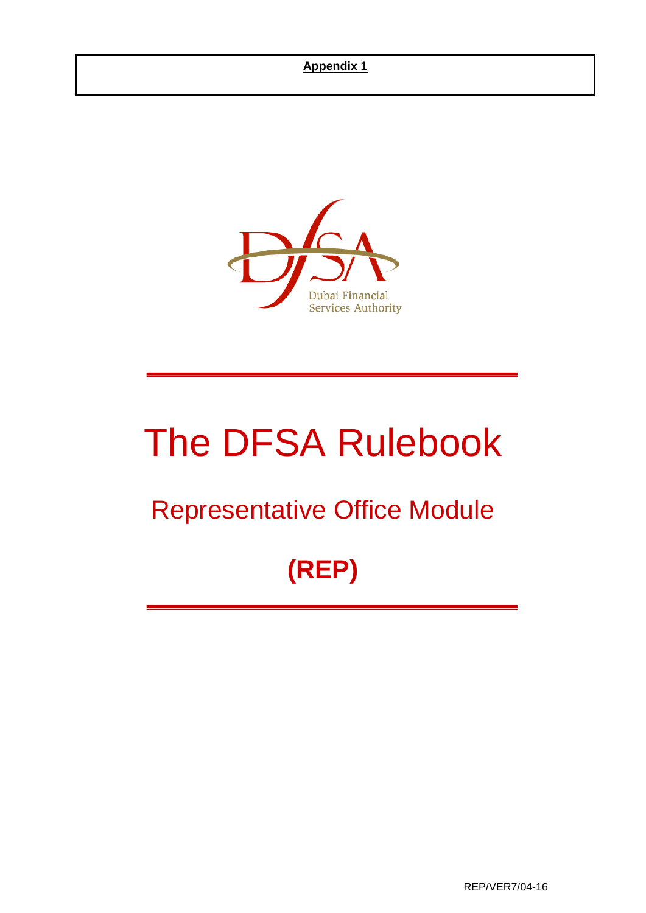**Appendix 1**

Dubai Financial Services Authority

# The DFSA Rulebook

## Representative Office Module

## (REP)

REP/VER7/04-16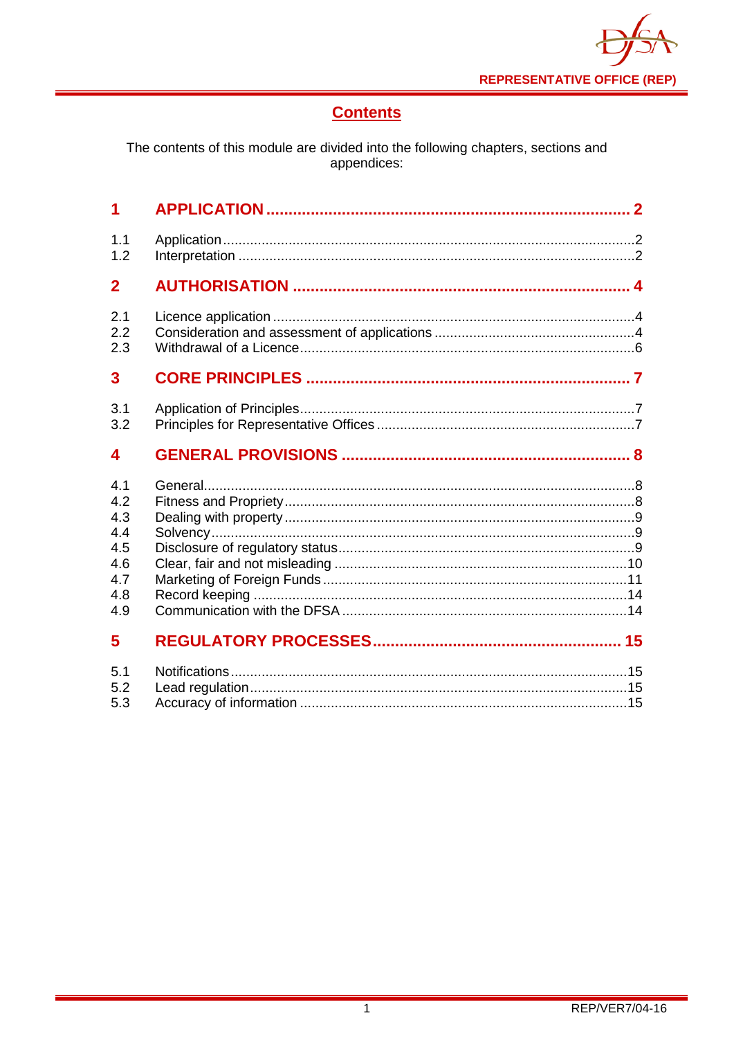## Contents

The contents of this module are divided into the following chapters, sections and appendices:

| | | |
|---|---|---|
| **1** | **APPLICATION** | **2** |
| 1.1 | Application | 2 |
| 1.2 | Interpretation | 2 |
| **2** | **AUTHORISATION** | **4** |
| 2.1 | Licence application | 4 |
| 2.2 | Consideration and assessment of applications | 4 |
| 2.3 | Withdrawal of a Licence | 6 |
| **3** | **CORE PRINCIPLES** | **7** |
| 3.1 | Application of Principles | 7 |
| 3.2 | Principles for Representative Offices | 7 |
| **4** | **GENERAL PROVISIONS** | **8** |
| 4.1 | General | 8 |
| 4.2 | Fitness and Propriety | 8 |
| 4.3 | Dealing with property | 9 |
| 4.4 | Solvency | 9 |
| 4.5 | Disclosure of regulatory status | 9 |
| 4.6 | Clear, fair and not misleading | 10 |
| 4.7 | Marketing of Foreign Funds | 11 |
| 4.8 | Record keeping | 14 |
| 4.9 | Communication with the DFSA | 14 |
| **5** | **REGULATORY PROCESSES** | **15** |
| 5.1 | Notifications | 15 |
| 5.2 | Lead regulation | 15 |
| 5.3 | Accuracy of information | 15 |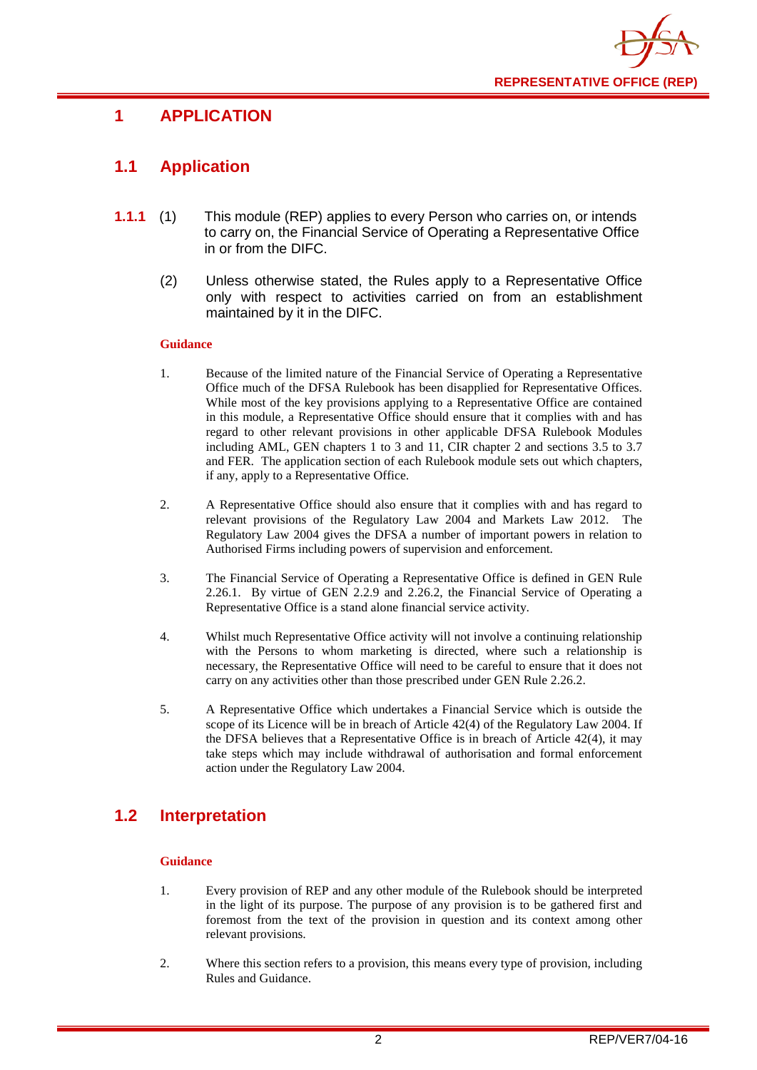# 1 APPLICATION

## 1.1 Application

**1.1.1** (1) This module (REP) applies to every Person who carries on, or intends to carry on, the Financial Service of Operating a Representative Office in or from the DIFC.

(2) Unless otherwise stated, the Rules apply to a Representative Office only with respect to activities carried on from an establishment maintained by it in the DIFC.

**Guidance**

1. Because of the limited nature of the Financial Service of Operating a Representative Office much of the DFSA Rulebook has been disapplied for Representative Offices. While most of the key provisions applying to a Representative Office are contained in this module, a Representative Office should ensure that it complies with and has regard to other relevant provisions in other applicable DFSA Rulebook Modules including AML, GEN chapters 1 to 3 and 11, CIR chapter 2 and sections 3.5 to 3.7 and FER. The application section of each Rulebook module sets out which chapters, if any, apply to a Representative Office.

2. A Representative Office should also ensure that it complies with and has regard to relevant provisions of the Regulatory Law 2004 and Markets Law 2012. The Regulatory Law 2004 gives the DFSA a number of important powers in relation to Authorised Firms including powers of supervision and enforcement.

3. The Financial Service of Operating a Representative Office is defined in GEN Rule 2.26.1. By virtue of GEN 2.2.9 and 2.26.2, the Financial Service of Operating a Representative Office is a stand alone financial service activity.

4. Whilst much Representative Office activity will not involve a continuing relationship with the Persons to whom marketing is directed, where such a relationship is necessary, the Representative Office will need to be careful to ensure that it does not carry on any activities other than those prescribed under GEN Rule 2.26.2.

5. A Representative Office which undertakes a Financial Service which is outside the scope of its Licence will be in breach of Article 42(4) of the Regulatory Law 2004. If the DFSA believes that a Representative Office is in breach of Article 42(4), it may take steps which may include withdrawal of authorisation and formal enforcement action under the Regulatory Law 2004.

## 1.2 Interpretation

**Guidance**

1. Every provision of REP and any other module of the Rulebook should be interpreted in the light of its purpose. The purpose of any provision is to be gathered first and foremost from the text of the provision in question and its context among other relevant provisions.

2. Where this section refers to a provision, this means every type of provision, including Rules and Guidance.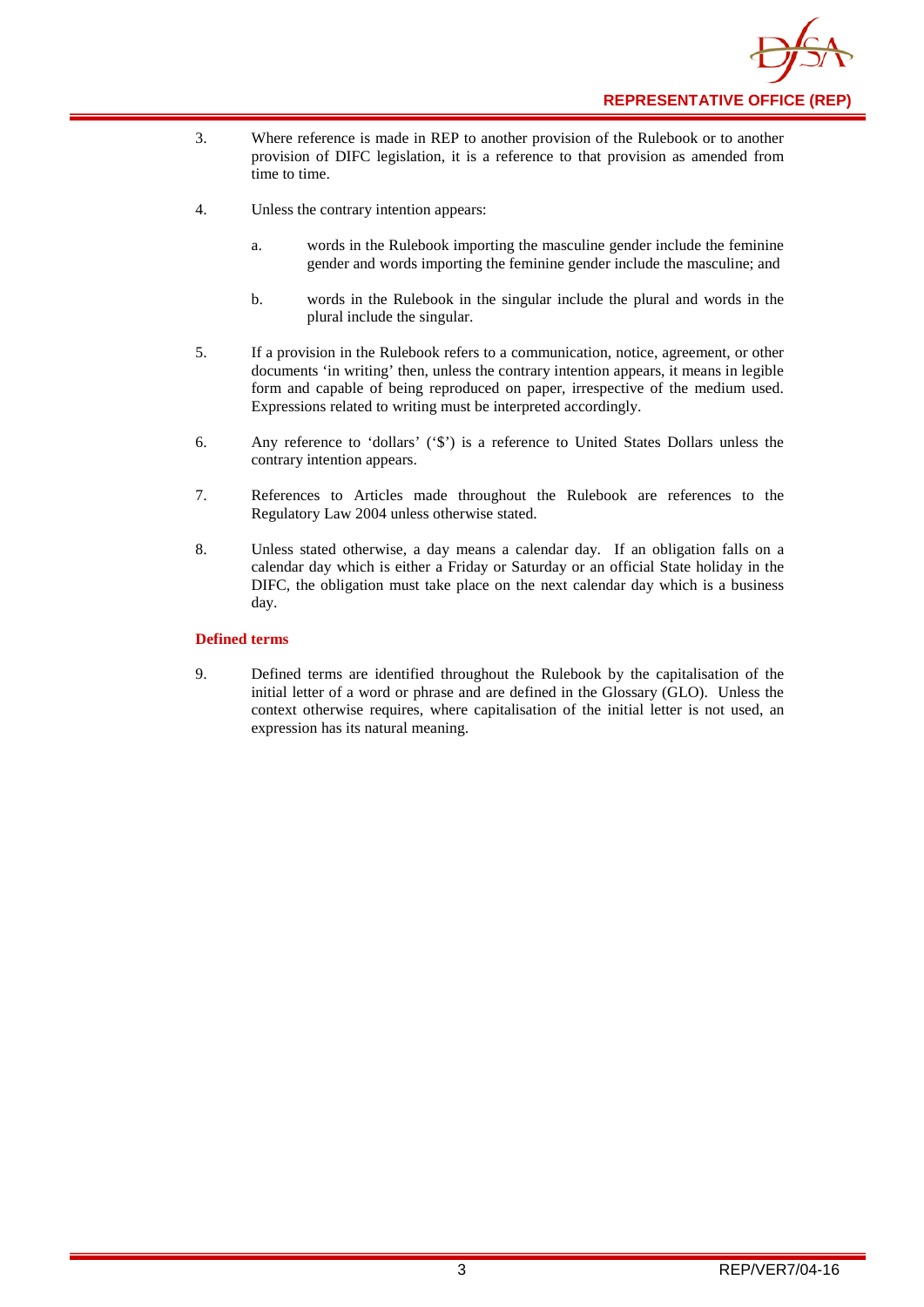3. Where reference is made in REP to another provision of the Rulebook or to another provision of DIFC legislation, it is a reference to that provision as amended from time to time.

4. Unless the contrary intention appears:

   a. words in the Rulebook importing the masculine gender include the feminine gender and words importing the feminine gender include the masculine; and

   b. words in the Rulebook in the singular include the plural and words in the plural include the singular.

5. If a provision in the Rulebook refers to a communication, notice, agreement, or other documents 'in writing' then, unless the contrary intention appears, it means in legible form and capable of being reproduced on paper, irrespective of the medium used. Expressions related to writing must be interpreted accordingly.

6. Any reference to 'dollars' ('$') is a reference to United States Dollars unless the contrary intention appears.

7. References to Articles made throughout the Rulebook are references to the Regulatory Law 2004 unless otherwise stated.

8. Unless stated otherwise, a day means a calendar day. If an obligation falls on a calendar day which is either a Friday or Saturday or an official State holiday in the DIFC, the obligation must take place on the next calendar day which is a business day.

### Defined terms

9. Defined terms are identified throughout the Rulebook by the capitalisation of the initial letter of a word or phrase and are defined in the Glossary (GLO). Unless the context otherwise requires, where capitalisation of the initial letter is not used, an expression has its natural meaning.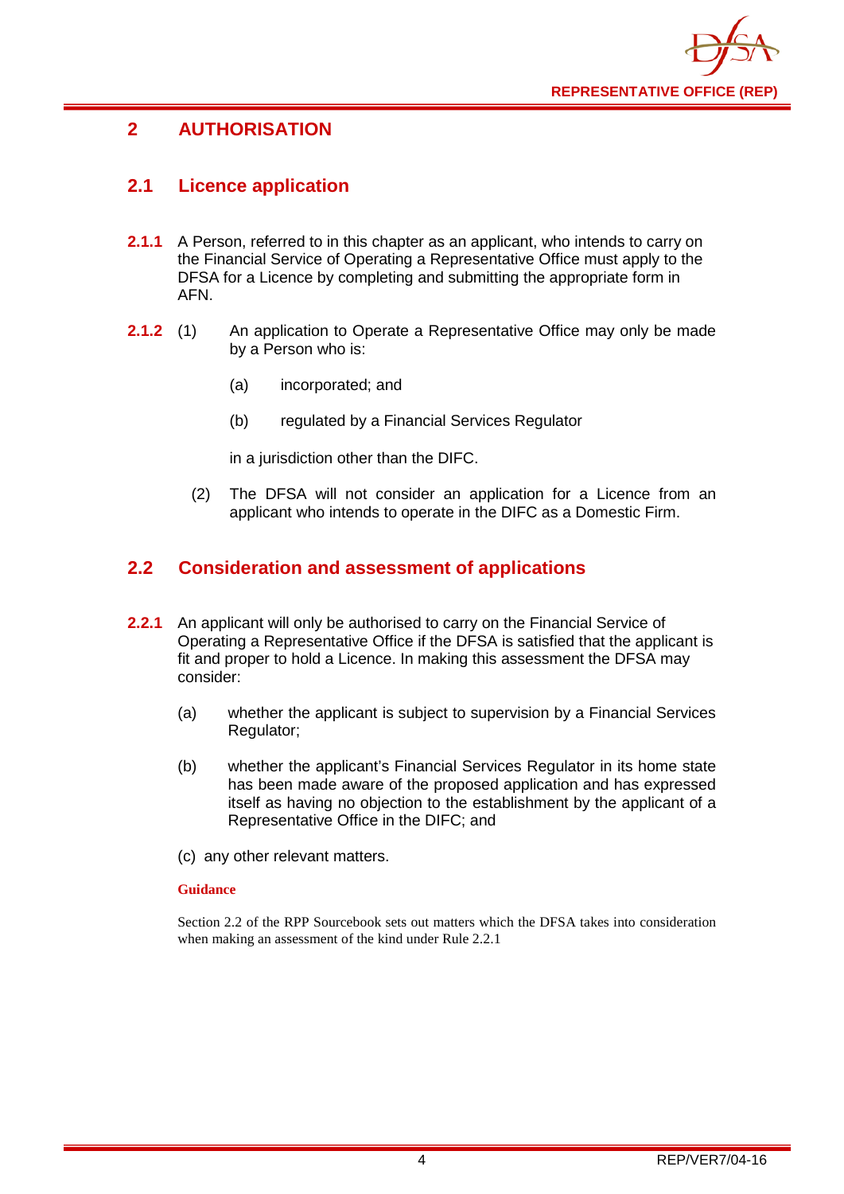# 2 AUTHORISATION

## 2.1 Licence application

**2.1.1** A Person, referred to in this chapter as an applicant, who intends to carry on the Financial Service of Operating a Representative Office must apply to the DFSA for a Licence by completing and submitting the appropriate form in AFN.

**2.1.2** (1) An application to Operate a Representative Office may only be made by a Person who is:

(a) incorporated; and

(b) regulated by a Financial Services Regulator

in a jurisdiction other than the DIFC.

(2) The DFSA will not consider an application for a Licence from an applicant who intends to operate in the DIFC as a Domestic Firm.

## 2.2 Consideration and assessment of applications

**2.2.1** An applicant will only be authorised to carry on the Financial Service of Operating a Representative Office if the DFSA is satisfied that the applicant is fit and proper to hold a Licence. In making this assessment the DFSA may consider:

(a) whether the applicant is subject to supervision by a Financial Services Regulator;

(b) whether the applicant's Financial Services Regulator in its home state has been made aware of the proposed application and has expressed itself as having no objection to the establishment by the applicant of a Representative Office in the DIFC; and

(c) any other relevant matters.

**Guidance**

Section 2.2 of the RPP Sourcebook sets out matters which the DFSA takes into consideration when making an assessment of the kind under Rule 2.2.1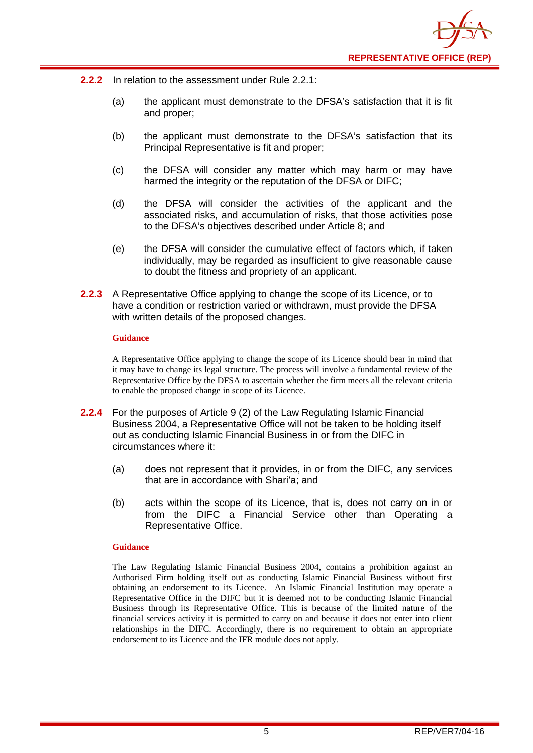**2.2.2** In relation to the assessment under Rule 2.2.1:

(a) the applicant must demonstrate to the DFSA's satisfaction that it is fit and proper;

(b) the applicant must demonstrate to the DFSA's satisfaction that its Principal Representative is fit and proper;

(c) the DFSA will consider any matter which may harm or may have harmed the integrity or the reputation of the DFSA or DIFC;

(d) the DFSA will consider the activities of the applicant and the associated risks, and accumulation of risks, that those activities pose to the DFSA's objectives described under Article 8; and

(e) the DFSA will consider the cumulative effect of factors which, if taken individually, may be regarded as insufficient to give reasonable cause to doubt the fitness and propriety of an applicant.

**2.2.3** A Representative Office applying to change the scope of its Licence, or to have a condition or restriction varied or withdrawn, must provide the DFSA with written details of the proposed changes.

**Guidance**

A Representative Office applying to change the scope of its Licence should bear in mind that it may have to change its legal structure. The process will involve a fundamental review of the Representative Office by the DFSA to ascertain whether the firm meets all the relevant criteria to enable the proposed change in scope of its Licence.

**2.2.4** For the purposes of Article 9 (2) of the Law Regulating Islamic Financial Business 2004, a Representative Office will not be taken to be holding itself out as conducting Islamic Financial Business in or from the DIFC in circumstances where it:

(a) does not represent that it provides, in or from the DIFC, any services that are in accordance with Shari'a; and

(b) acts within the scope of its Licence, that is, does not carry on in or from the DIFC a Financial Service other than Operating a Representative Office.

**Guidance**

The Law Regulating Islamic Financial Business 2004, contains a prohibition against an Authorised Firm holding itself out as conducting Islamic Financial Business without first obtaining an endorsement to its Licence. An Islamic Financial Institution may operate a Representative Office in the DIFC but it is deemed not to be conducting Islamic Financial Business through its Representative Office. This is because of the limited nature of the financial services activity it is permitted to carry on and because it does not enter into client relationships in the DIFC. Accordingly, there is no requirement to obtain an appropriate endorsement to its Licence and the IFR module does not apply.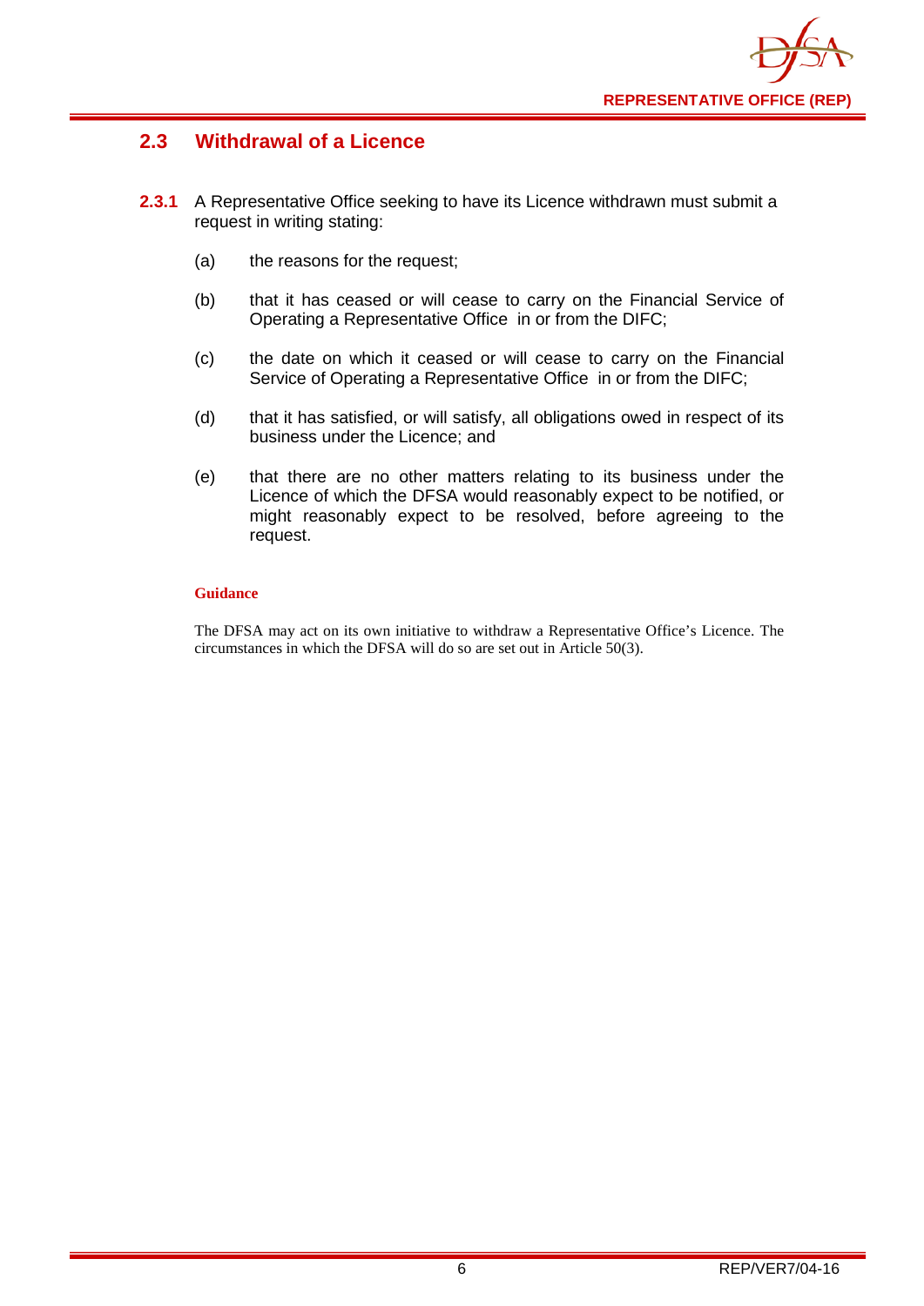## 2.3 Withdrawal of a Licence

**2.3.1** A Representative Office seeking to have its Licence withdrawn must submit a request in writing stating:

(a) the reasons for the request;

(b) that it has ceased or will cease to carry on the Financial Service of Operating a Representative Office in or from the DIFC;

(c) the date on which it ceased or will cease to carry on the Financial Service of Operating a Representative Office in or from the DIFC;

(d) that it has satisfied, or will satisfy, all obligations owed in respect of its business under the Licence; and

(e) that there are no other matters relating to its business under the Licence of which the DFSA would reasonably expect to be notified, or might reasonably expect to be resolved, before agreeing to the request.

**Guidance**

The DFSA may act on its own initiative to withdraw a Representative Office's Licence. The circumstances in which the DFSA will do so are set out in Article 50(3).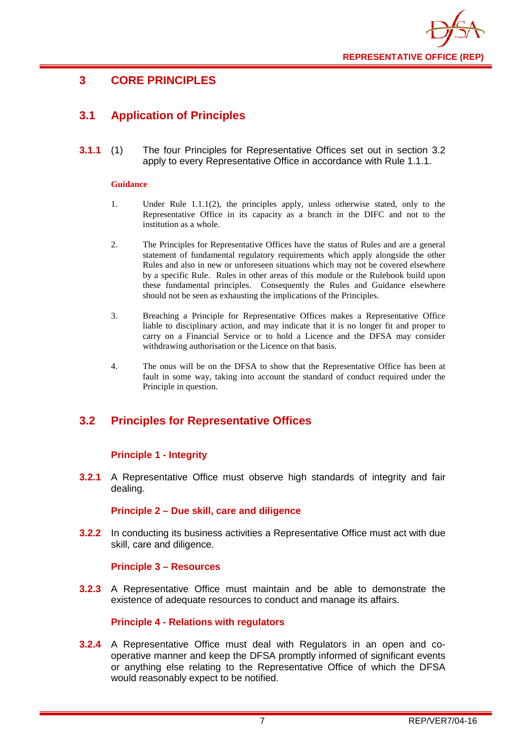# 3 CORE PRINCIPLES

## 3.1 Application of Principles

**3.1.1** (1) The four Principles for Representative Offices set out in section 3.2 apply to every Representative Office in accordance with Rule 1.1.1.

**Guidance**

1. Under Rule 1.1.1(2), the principles apply, unless otherwise stated, only to the Representative Office in its capacity as a branch in the DIFC and not to the institution as a whole.

2. The Principles for Representative Offices have the status of Rules and are a general statement of fundamental regulatory requirements which apply alongside the other Rules and also in new or unforeseen situations which may not be covered elsewhere by a specific Rule. Rules in other areas of this module or the Rulebook build upon these fundamental principles. Consequently the Rules and Guidance elsewhere should not be seen as exhausting the implications of the Principles.

3. Breaching a Principle for Representative Offices makes a Representative Office liable to disciplinary action, and may indicate that it is no longer fit and proper to carry on a Financial Service or to hold a Licence and the DFSA may consider withdrawing authorisation or the Licence on that basis.

4. The onus will be on the DFSA to show that the Representative Office has been at fault in some way, taking into account the standard of conduct required under the Principle in question.

## 3.2 Principles for Representative Offices

### Principle 1 - Integrity

**3.2.1** A Representative Office must observe high standards of integrity and fair dealing.

### Principle 2 – Due skill, care and diligence

**3.2.2** In conducting its business activities a Representative Office must act with due skill, care and diligence.

### Principle 3 – Resources

**3.2.3** A Representative Office must maintain and be able to demonstrate the existence of adequate resources to conduct and manage its affairs.

### Principle 4 - Relations with regulators

**3.2.4** A Representative Office must deal with Regulators in an open and co-operative manner and keep the DFSA promptly informed of significant events or anything else relating to the Representative Office of which the DFSA would reasonably expect to be notified.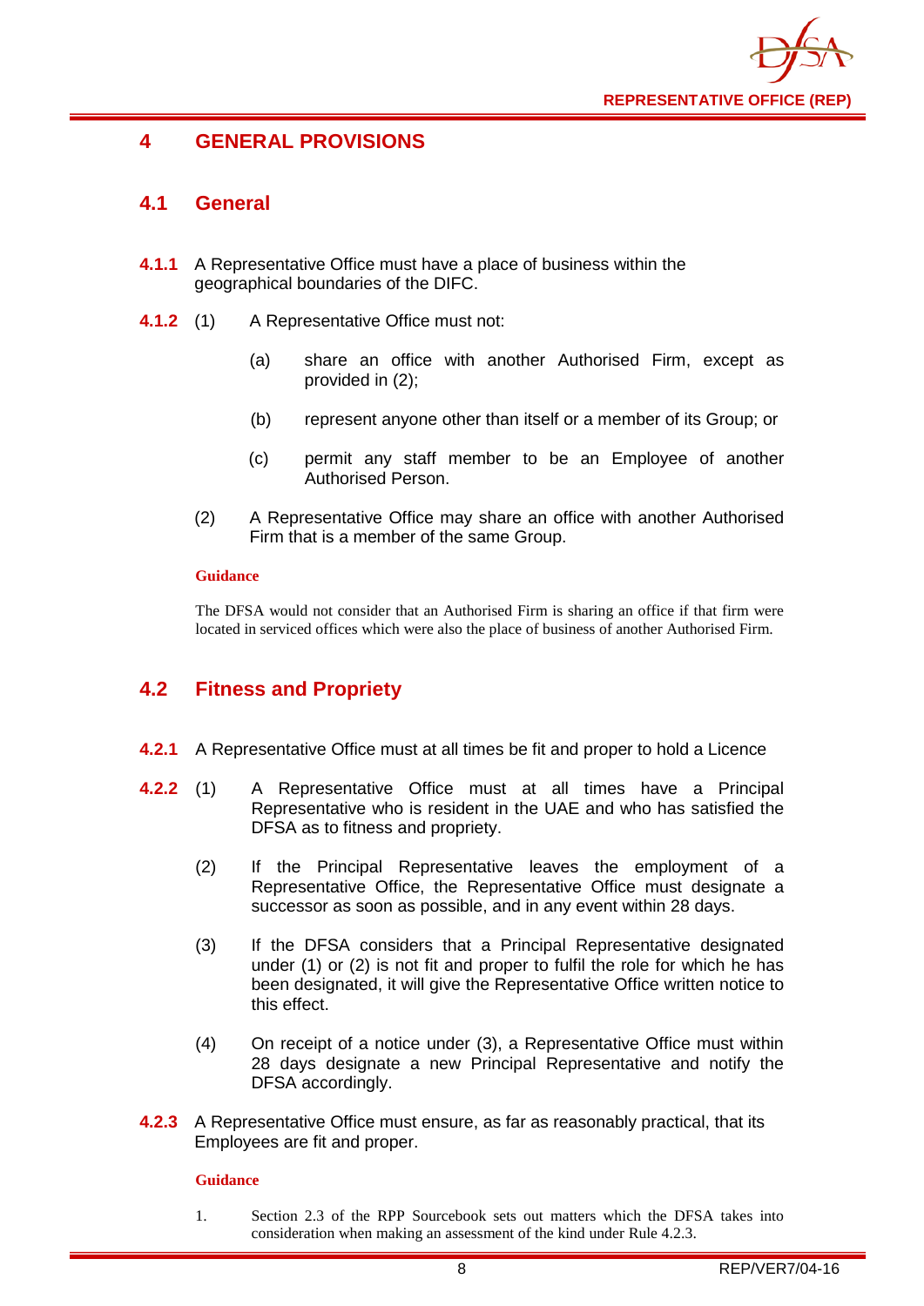## 4 GENERAL PROVISIONS

### 4.1 General

**4.1.1** A Representative Office must have a place of business within the geographical boundaries of the DIFC.

**4.1.2** (1) A Representative Office must not:

(a) share an office with another Authorised Firm, except as provided in (2);

(b) represent anyone other than itself or a member of its Group; or

(c) permit any staff member to be an Employee of another Authorised Person.

(2) A Representative Office may share an office with another Authorised Firm that is a member of the same Group.

**Guidance**

The DFSA would not consider that an Authorised Firm is sharing an office if that firm were located in serviced offices which were also the place of business of another Authorised Firm.

### 4.2 Fitness and Propriety

**4.2.1** A Representative Office must at all times be fit and proper to hold a Licence

**4.2.2** (1) A Representative Office must at all times have a Principal Representative who is resident in the UAE and who has satisfied the DFSA as to fitness and propriety.

(2) If the Principal Representative leaves the employment of a Representative Office, the Representative Office must designate a successor as soon as possible, and in any event within 28 days.

(3) If the DFSA considers that a Principal Representative designated under (1) or (2) is not fit and proper to fulfil the role for which he has been designated, it will give the Representative Office written notice to this effect.

(4) On receipt of a notice under (3), a Representative Office must within 28 days designate a new Principal Representative and notify the DFSA accordingly.

**4.2.3** A Representative Office must ensure, as far as reasonably practical, that its Employees are fit and proper.

**Guidance**

1. Section 2.3 of the RPP Sourcebook sets out matters which the DFSA takes into consideration when making an assessment of the kind under Rule 4.2.3.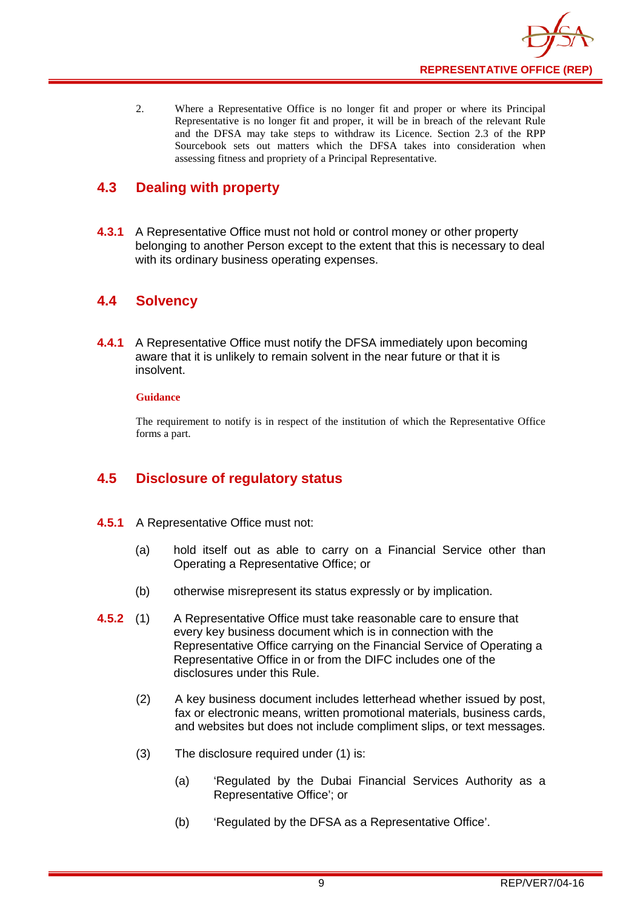2. Where a Representative Office is no longer fit and proper or where its Principal Representative is no longer fit and proper, it will be in breach of the relevant Rule and the DFSA may take steps to withdraw its Licence. Section 2.3 of the RPP Sourcebook sets out matters which the DFSA takes into consideration when assessing fitness and propriety of a Principal Representative.

## 4.3 Dealing with property

**4.3.1** A Representative Office must not hold or control money or other property belonging to another Person except to the extent that this is necessary to deal with its ordinary business operating expenses.

## 4.4 Solvency

**4.4.1** A Representative Office must notify the DFSA immediately upon becoming aware that it is unlikely to remain solvent in the near future or that it is insolvent.

**Guidance**

The requirement to notify is in respect of the institution of which the Representative Office forms a part.

## 4.5 Disclosure of regulatory status

**4.5.1** A Representative Office must not:

(a) hold itself out as able to carry on a Financial Service other than Operating a Representative Office; or

(b) otherwise misrepresent its status expressly or by implication.

**4.5.2** (1) A Representative Office must take reasonable care to ensure that every key business document which is in connection with the Representative Office carrying on the Financial Service of Operating a Representative Office in or from the DIFC includes one of the disclosures under this Rule.

(2) A key business document includes letterhead whether issued by post, fax or electronic means, written promotional materials, business cards, and websites but does not include compliment slips, or text messages.

(3) The disclosure required under (1) is:

(a) 'Regulated by the Dubai Financial Services Authority as a Representative Office'; or

(b) 'Regulated by the DFSA as a Representative Office'.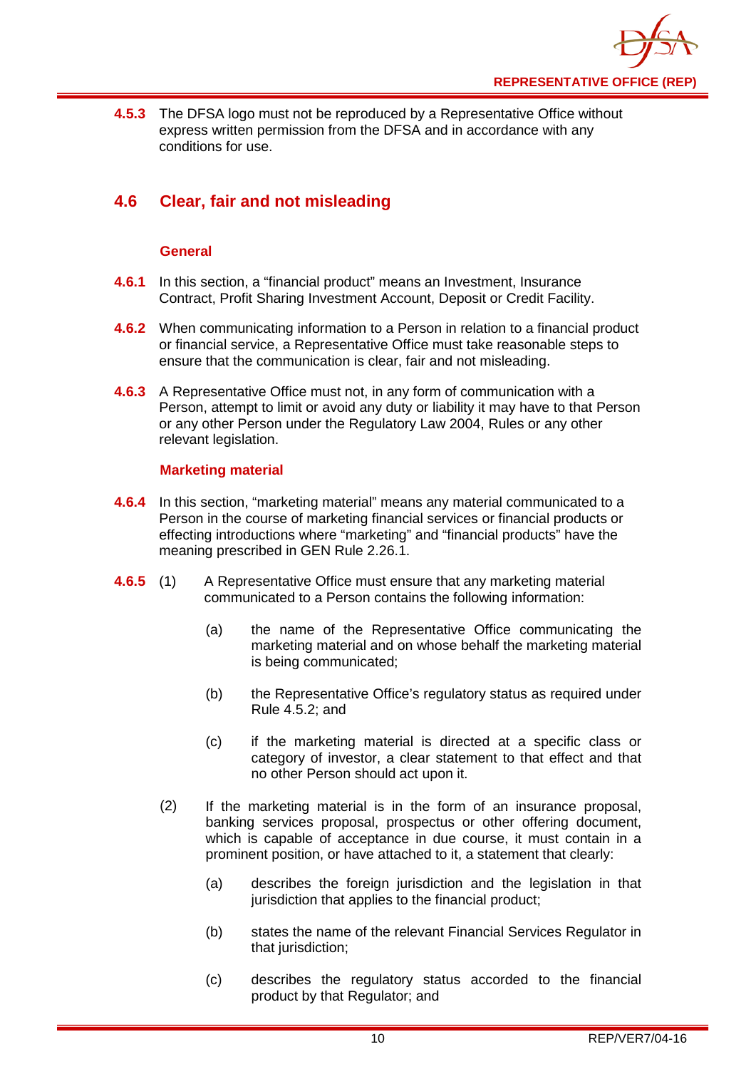**4.5.3** The DFSA logo must not be reproduced by a Representative Office without express written permission from the DFSA and in accordance with any conditions for use.

## 4.6 Clear, fair and not misleading

### General

**4.6.1** In this section, a "financial product" means an Investment, Insurance Contract, Profit Sharing Investment Account, Deposit or Credit Facility.

**4.6.2** When communicating information to a Person in relation to a financial product or financial service, a Representative Office must take reasonable steps to ensure that the communication is clear, fair and not misleading.

**4.6.3** A Representative Office must not, in any form of communication with a Person, attempt to limit or avoid any duty or liability it may have to that Person or any other Person under the Regulatory Law 2004, Rules or any other relevant legislation.

### Marketing material

**4.6.4** In this section, "marketing material" means any material communicated to a Person in the course of marketing financial services or financial products or effecting introductions where "marketing" and "financial products" have the meaning prescribed in GEN Rule 2.26.1.

**4.6.5** (1) A Representative Office must ensure that any marketing material communicated to a Person contains the following information:

(a) the name of the Representative Office communicating the marketing material and on whose behalf the marketing material is being communicated;

(b) the Representative Office's regulatory status as required under Rule 4.5.2; and

(c) if the marketing material is directed at a specific class or category of investor, a clear statement to that effect and that no other Person should act upon it.

(2) If the marketing material is in the form of an insurance proposal, banking services proposal, prospectus or other offering document, which is capable of acceptance in due course, it must contain in a prominent position, or have attached to it, a statement that clearly:

(a) describes the foreign jurisdiction and the legislation in that jurisdiction that applies to the financial product;

(b) states the name of the relevant Financial Services Regulator in that jurisdiction;

(c) describes the regulatory status accorded to the financial product by that Regulator; and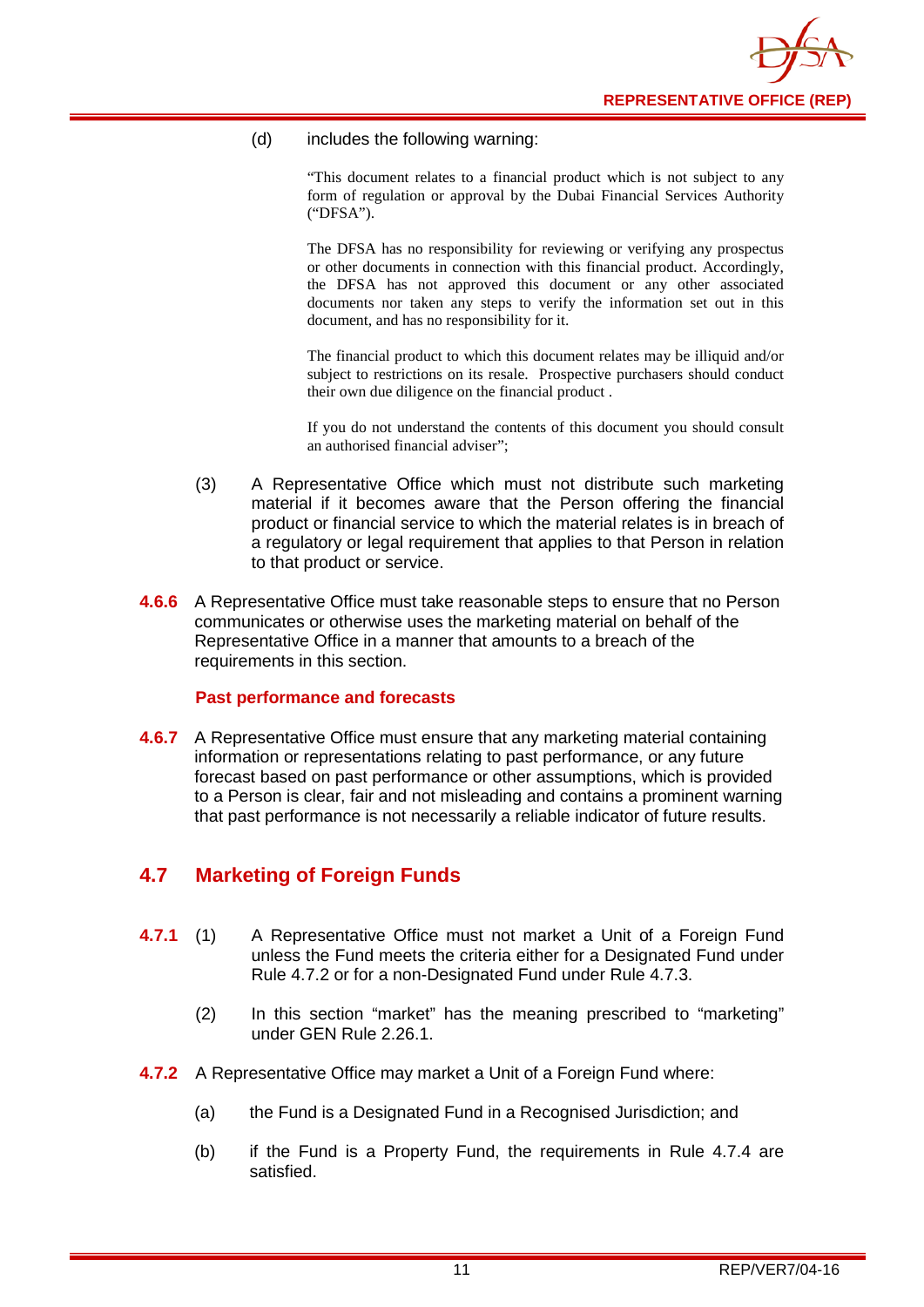(d) includes the following warning:

> "This document relates to a financial product which is not subject to any form of regulation or approval by the Dubai Financial Services Authority ("DFSA").
>
> The DFSA has no responsibility for reviewing or verifying any prospectus or other documents in connection with this financial product. Accordingly, the DFSA has not approved this document or any other associated documents nor taken any steps to verify the information set out in this document, and has no responsibility for it.
>
> The financial product to which this document relates may be illiquid and/or subject to restrictions on its resale. Prospective purchasers should conduct their own due diligence on the financial product .
>
> If you do not understand the contents of this document you should consult an authorised financial adviser";

(3) A Representative Office which must not distribute such marketing material if it becomes aware that the Person offering the financial product or financial service to which the material relates is in breach of a regulatory or legal requirement that applies to that Person in relation to that product or service.

**4.6.6** A Representative Office must take reasonable steps to ensure that no Person communicates or otherwise uses the marketing material on behalf of the Representative Office in a manner that amounts to a breach of the requirements in this section.

**Past performance and forecasts**

**4.6.7** A Representative Office must ensure that any marketing material containing information or representations relating to past performance, or any future forecast based on past performance or other assumptions, which is provided to a Person is clear, fair and not misleading and contains a prominent warning that past performance is not necessarily a reliable indicator of future results.

## 4.7 Marketing of Foreign Funds

**4.7.1** (1) A Representative Office must not market a Unit of a Foreign Fund unless the Fund meets the criteria either for a Designated Fund under Rule 4.7.2 or for a non-Designated Fund under Rule 4.7.3.

(2) In this section "market" has the meaning prescribed to "marketing" under GEN Rule 2.26.1.

**4.7.2** A Representative Office may market a Unit of a Foreign Fund where:

(a) the Fund is a Designated Fund in a Recognised Jurisdiction; and

(b) if the Fund is a Property Fund, the requirements in Rule 4.7.4 are satisfied.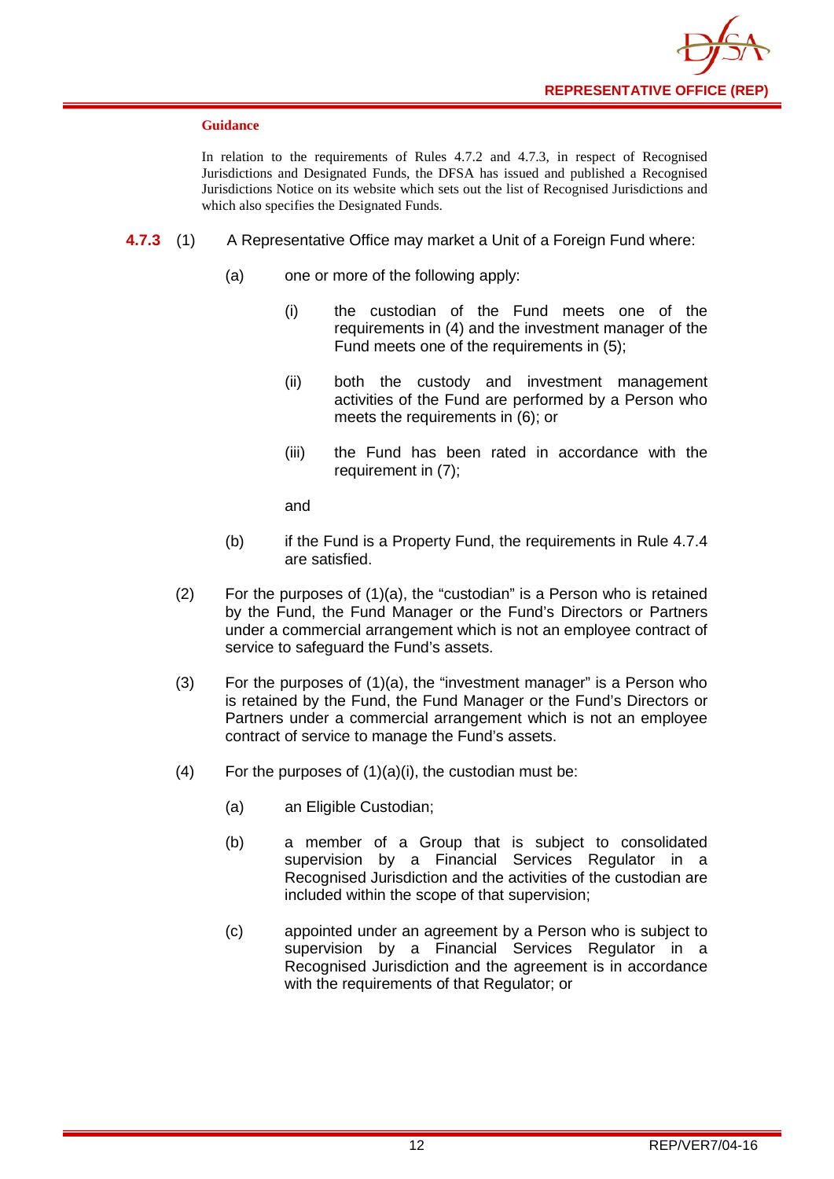**Guidance**

In relation to the requirements of Rules 4.7.2 and 4.7.3, in respect of Recognised Jurisdictions and Designated Funds, the DFSA has issued and published a Recognised Jurisdictions Notice on its website which sets out the list of Recognised Jurisdictions and which also specifies the Designated Funds.

**4.7.3** (1) A Representative Office may market a Unit of a Foreign Fund where:

(a) one or more of the following apply:

(i) the custodian of the Fund meets one of the requirements in (4) and the investment manager of the Fund meets one of the requirements in (5);

(ii) both the custody and investment management activities of the Fund are performed by a Person who meets the requirements in (6); or

(iii) the Fund has been rated in accordance with the requirement in (7);

and

(b) if the Fund is a Property Fund, the requirements in Rule 4.7.4 are satisfied.

(2) For the purposes of (1)(a), the "custodian" is a Person who is retained by the Fund, the Fund Manager or the Fund's Directors or Partners under a commercial arrangement which is not an employee contract of service to safeguard the Fund's assets.

(3) For the purposes of (1)(a), the "investment manager" is a Person who is retained by the Fund, the Fund Manager or the Fund's Directors or Partners under a commercial arrangement which is not an employee contract of service to manage the Fund's assets.

(4) For the purposes of (1)(a)(i), the custodian must be:

(a) an Eligible Custodian;

(b) a member of a Group that is subject to consolidated supervision by a Financial Services Regulator in a Recognised Jurisdiction and the activities of the custodian are included within the scope of that supervision;

(c) appointed under an agreement by a Person who is subject to supervision by a Financial Services Regulator in a Recognised Jurisdiction and the agreement is in accordance with the requirements of that Regulator; or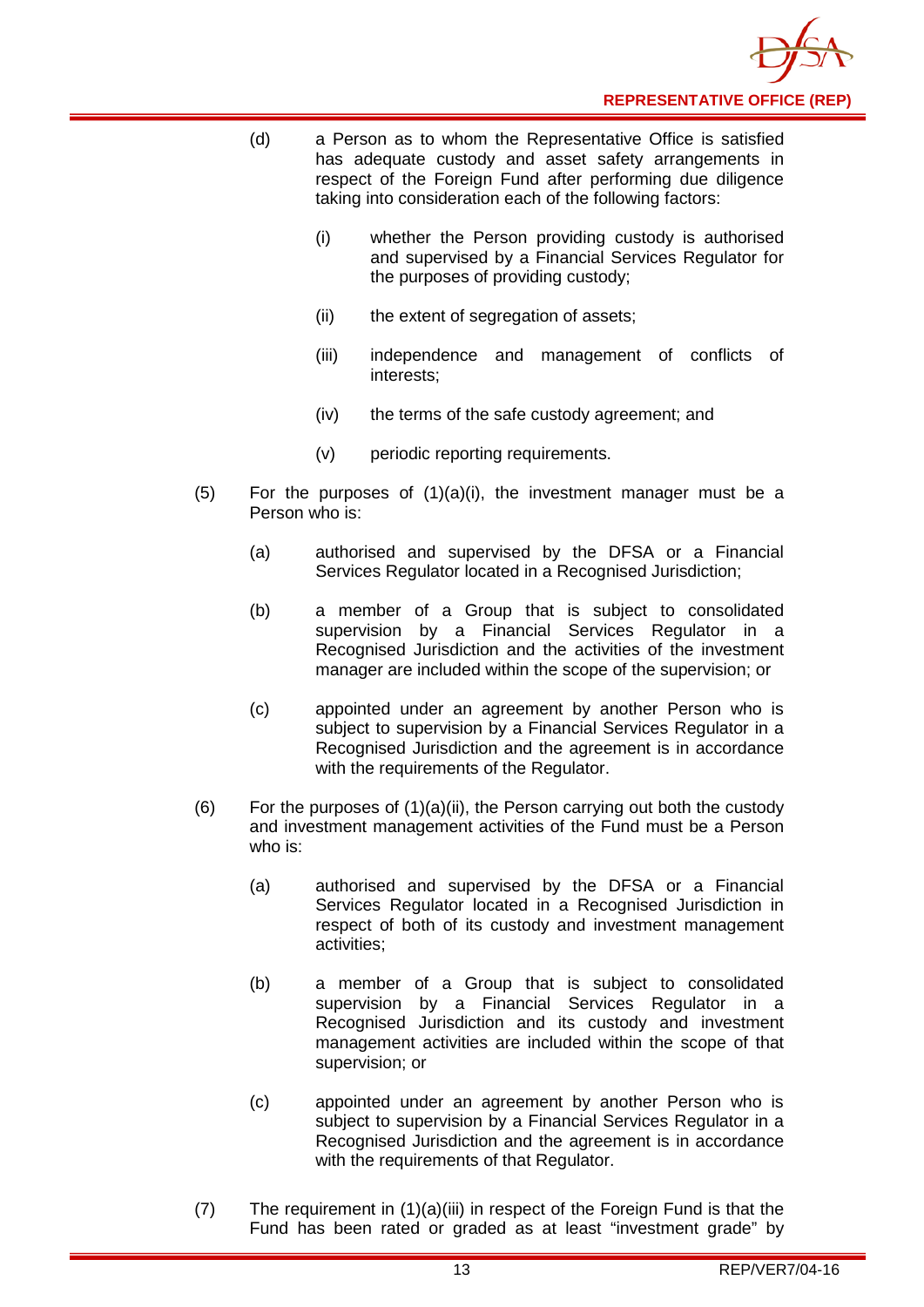(d) a Person as to whom the Representative Office is satisfied has adequate custody and asset safety arrangements in respect of the Foreign Fund after performing due diligence taking into consideration each of the following factors:

  (i) whether the Person providing custody is authorised and supervised by a Financial Services Regulator for the purposes of providing custody;

  (ii) the extent of segregation of assets;

  (iii) independence and management of conflicts of interests;

  (iv) the terms of the safe custody agreement; and

  (v) periodic reporting requirements.

(5) For the purposes of (1)(a)(i), the investment manager must be a Person who is:

  (a) authorised and supervised by the DFSA or a Financial Services Regulator located in a Recognised Jurisdiction;

  (b) a member of a Group that is subject to consolidated supervision by a Financial Services Regulator in a Recognised Jurisdiction and the activities of the investment manager are included within the scope of the supervision; or

  (c) appointed under an agreement by another Person who is subject to supervision by a Financial Services Regulator in a Recognised Jurisdiction and the agreement is in accordance with the requirements of the Regulator.

(6) For the purposes of (1)(a)(ii), the Person carrying out both the custody and investment management activities of the Fund must be a Person who is:

  (a) authorised and supervised by the DFSA or a Financial Services Regulator located in a Recognised Jurisdiction in respect of both of its custody and investment management activities;

  (b) a member of a Group that is subject to consolidated supervision by a Financial Services Regulator in a Recognised Jurisdiction and its custody and investment management activities are included within the scope of that supervision; or

  (c) appointed under an agreement by another Person who is subject to supervision by a Financial Services Regulator in a Recognised Jurisdiction and the agreement is in accordance with the requirements of that Regulator.

(7) The requirement in (1)(a)(iii) in respect of the Foreign Fund is that the Fund has been rated or graded as at least "investment grade" by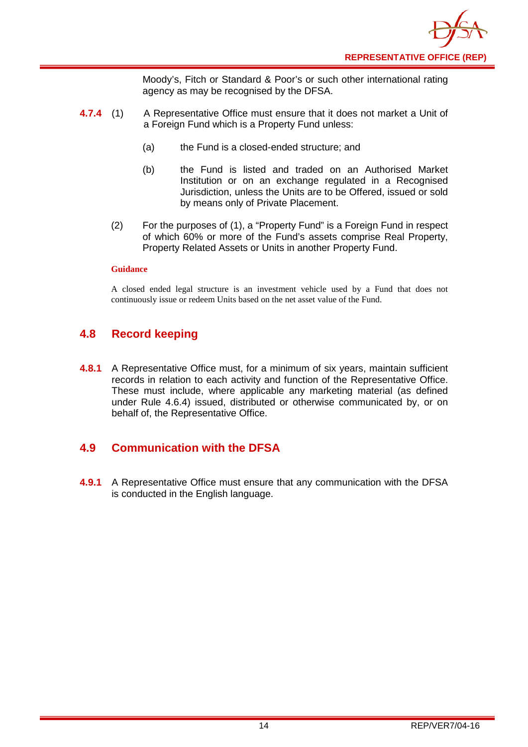Moody's, Fitch or Standard & Poor's or such other international rating agency as may be recognised by the DFSA.

**4.7.4** (1) A Representative Office must ensure that it does not market a Unit of a Foreign Fund which is a Property Fund unless:

(a) the Fund is a closed-ended structure; and

(b) the Fund is listed and traded on an Authorised Market Institution or on an exchange regulated in a Recognised Jurisdiction, unless the Units are to be Offered, issued or sold by means only of Private Placement.

(2) For the purposes of (1), a "Property Fund" is a Foreign Fund in respect of which 60% or more of the Fund's assets comprise Real Property, Property Related Assets or Units in another Property Fund.

**Guidance**

A closed ended legal structure is an investment vehicle used by a Fund that does not continuously issue or redeem Units based on the net asset value of the Fund.

## 4.8 Record keeping

**4.8.1** A Representative Office must, for a minimum of six years, maintain sufficient records in relation to each activity and function of the Representative Office. These must include, where applicable any marketing material (as defined under Rule 4.6.4) issued, distributed or otherwise communicated by, or on behalf of, the Representative Office.

## 4.9 Communication with the DFSA

**4.9.1** A Representative Office must ensure that any communication with the DFSA is conducted in the English language.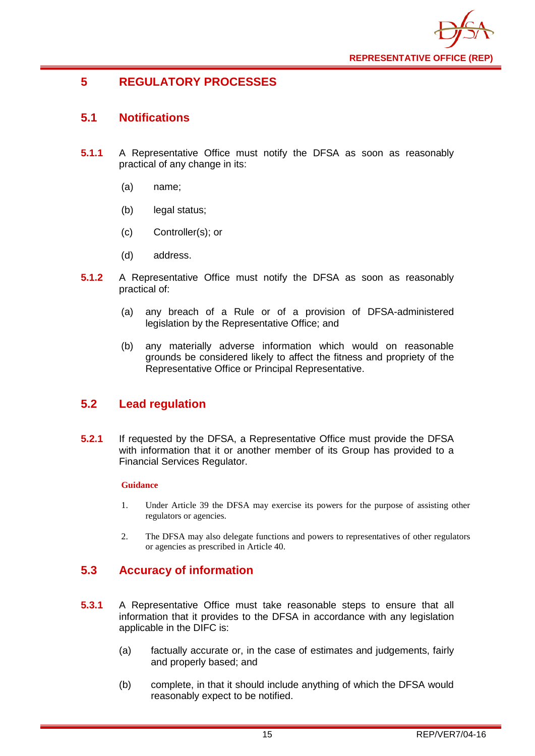# 5 REGULATORY PROCESSES

## 5.1 Notifications

**5.1.1** A Representative Office must notify the DFSA as soon as reasonably practical of any change in its:

(a) name;

(b) legal status;

(c) Controller(s); or

(d) address.

**5.1.2** A Representative Office must notify the DFSA as soon as reasonably practical of:

(a) any breach of a Rule or of a provision of DFSA-administered legislation by the Representative Office; and

(b) any materially adverse information which would on reasonable grounds be considered likely to affect the fitness and propriety of the Representative Office or Principal Representative.

## 5.2 Lead regulation

**5.2.1** If requested by the DFSA, a Representative Office must provide the DFSA with information that it or another member of its Group has provided to a Financial Services Regulator.

**Guidance**

1. Under Article 39 the DFSA may exercise its powers for the purpose of assisting other regulators or agencies.

2. The DFSA may also delegate functions and powers to representatives of other regulators or agencies as prescribed in Article 40.

## 5.3 Accuracy of information

**5.3.1** A Representative Office must take reasonable steps to ensure that all information that it provides to the DFSA in accordance with any legislation applicable in the DIFC is:

(a) factually accurate or, in the case of estimates and judgements, fairly and properly based; and

(b) complete, in that it should include anything of which the DFSA would reasonably expect to be notified.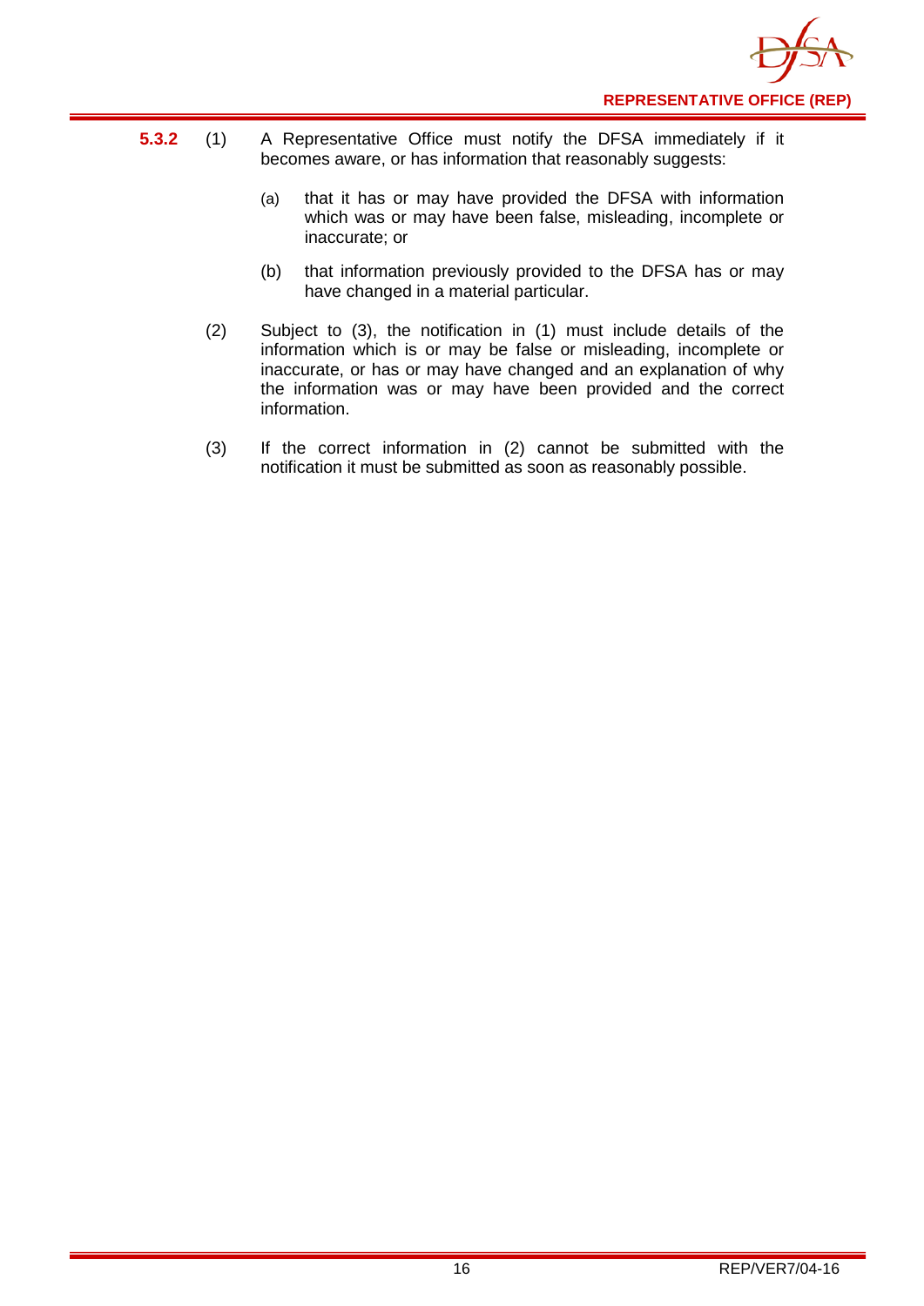**5.3.2** (1) A Representative Office must notify the DFSA immediately if it becomes aware, or has information that reasonably suggests:

(a) that it has or may have provided the DFSA with information which was or may have been false, misleading, incomplete or inaccurate; or

(b) that information previously provided to the DFSA has or may have changed in a material particular.

(2) Subject to (3), the notification in (1) must include details of the information which is or may be false or misleading, incomplete or inaccurate, or has or may have changed and an explanation of why the information was or may have been provided and the correct information.

(3) If the correct information in (2) cannot be submitted with the notification it must be submitted as soon as reasonably possible.